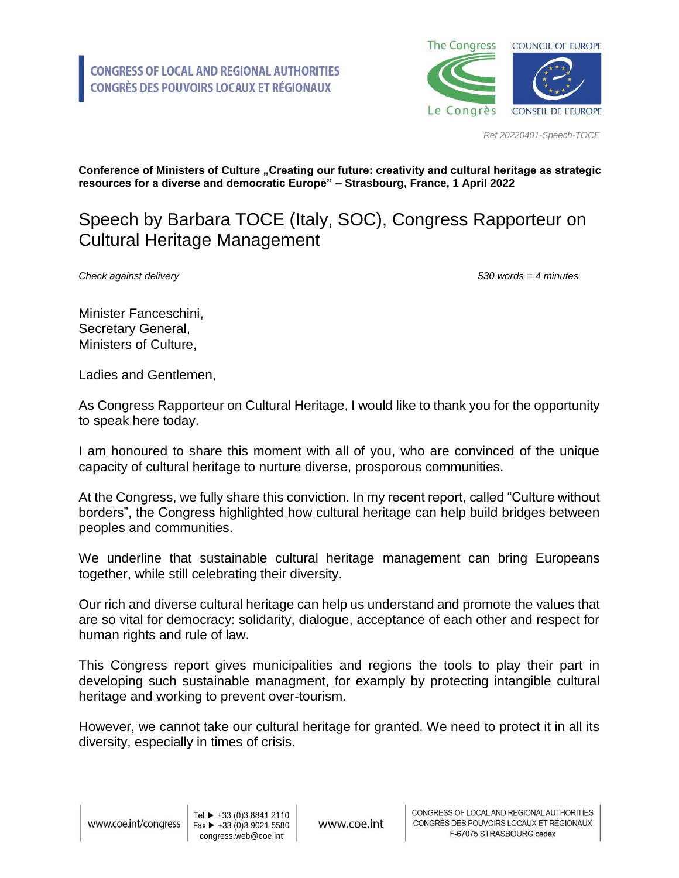**CONGRESS OF LOCAL AND REGIONAL AUTHORITIES**
**CONGRÈS DES POUVOIRS LOCAUX ET RÉGIONAUX**

*Ref 20220401-Speech-TOCE*

**Conference of Ministers of Culture „Creating our future: creativity and cultural heritage as strategic resources for a diverse and democratic Europe" – Strasbourg, France, 1 April 2022**

# Speech by Barbara TOCE (Italy, SOC), Congress Rapporteur on Cultural Heritage Management

*Check against delivery* *530 words = 4 minutes*

Minister Fanceschini,
Secretary General,
Ministers of Culture,

Ladies and Gentlemen,

As Congress Rapporteur on Cultural Heritage, I would like to thank you for the opportunity to speak here today.

I am honoured to share this moment with all of you, who are convinced of the unique capacity of cultural heritage to nurture diverse, prosporous communities.

At the Congress, we fully share this conviction. In my recent report, called "Culture without borders", the Congress highlighted how cultural heritage can help build bridges between peoples and communities.

We underline that sustainable cultural heritage management can bring Europeans together, while still celebrating their diversity.

Our rich and diverse cultural heritage can help us understand and promote the values that are so vital for democracy: solidarity, dialogue, acceptance of each other and respect for human rights and rule of law.

This Congress report gives municipalities and regions the tools to play their part in developing such sustainable managment, for examply by protecting intangible cultural heritage and working to prevent over-tourism.

However, we cannot take our cultural heritage for granted. We need to protect it in all its diversity, especially in times of crisis.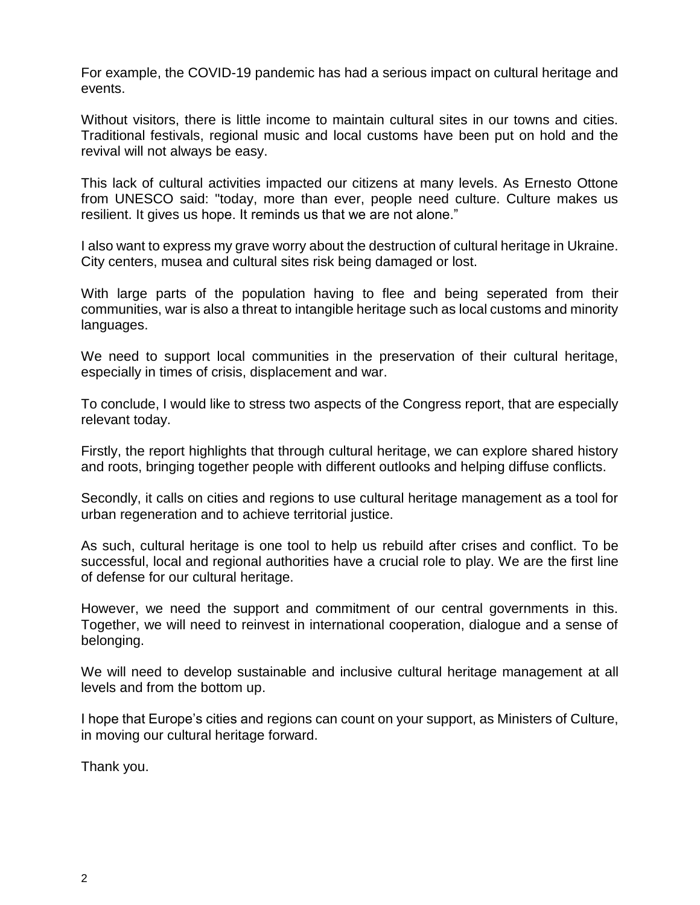For example, the COVID-19 pandemic has had a serious impact on cultural heritage and events.

Without visitors, there is little income to maintain cultural sites in our towns and cities. Traditional festivals, regional music and local customs have been put on hold and the revival will not always be easy.

This lack of cultural activities impacted our citizens at many levels. As Ernesto Ottone from UNESCO said: "today, more than ever, people need culture. Culture makes us resilient. It gives us hope. It reminds us that we are not alone."

I also want to express my grave worry about the destruction of cultural heritage in Ukraine. City centers, musea and cultural sites risk being damaged or lost.

With large parts of the population having to flee and being seperated from their communities, war is also a threat to intangible heritage such as local customs and minority languages.

We need to support local communities in the preservation of their cultural heritage, especially in times of crisis, displacement and war.

To conclude, I would like to stress two aspects of the Congress report, that are especially relevant today.

Firstly, the report highlights that through cultural heritage, we can explore shared history and roots, bringing together people with different outlooks and helping diffuse conflicts.

Secondly, it calls on cities and regions to use cultural heritage management as a tool for urban regeneration and to achieve territorial justice.

As such, cultural heritage is one tool to help us rebuild after crises and conflict. To be successful, local and regional authorities have a crucial role to play. We are the first line of defense for our cultural heritage.

However, we need the support and commitment of our central governments in this. Together, we will need to reinvest in international cooperation, dialogue and a sense of belonging.

We will need to develop sustainable and inclusive cultural heritage management at all levels and from the bottom up.

I hope that Europe's cities and regions can count on your support, as Ministers of Culture, in moving our cultural heritage forward.

Thank you.